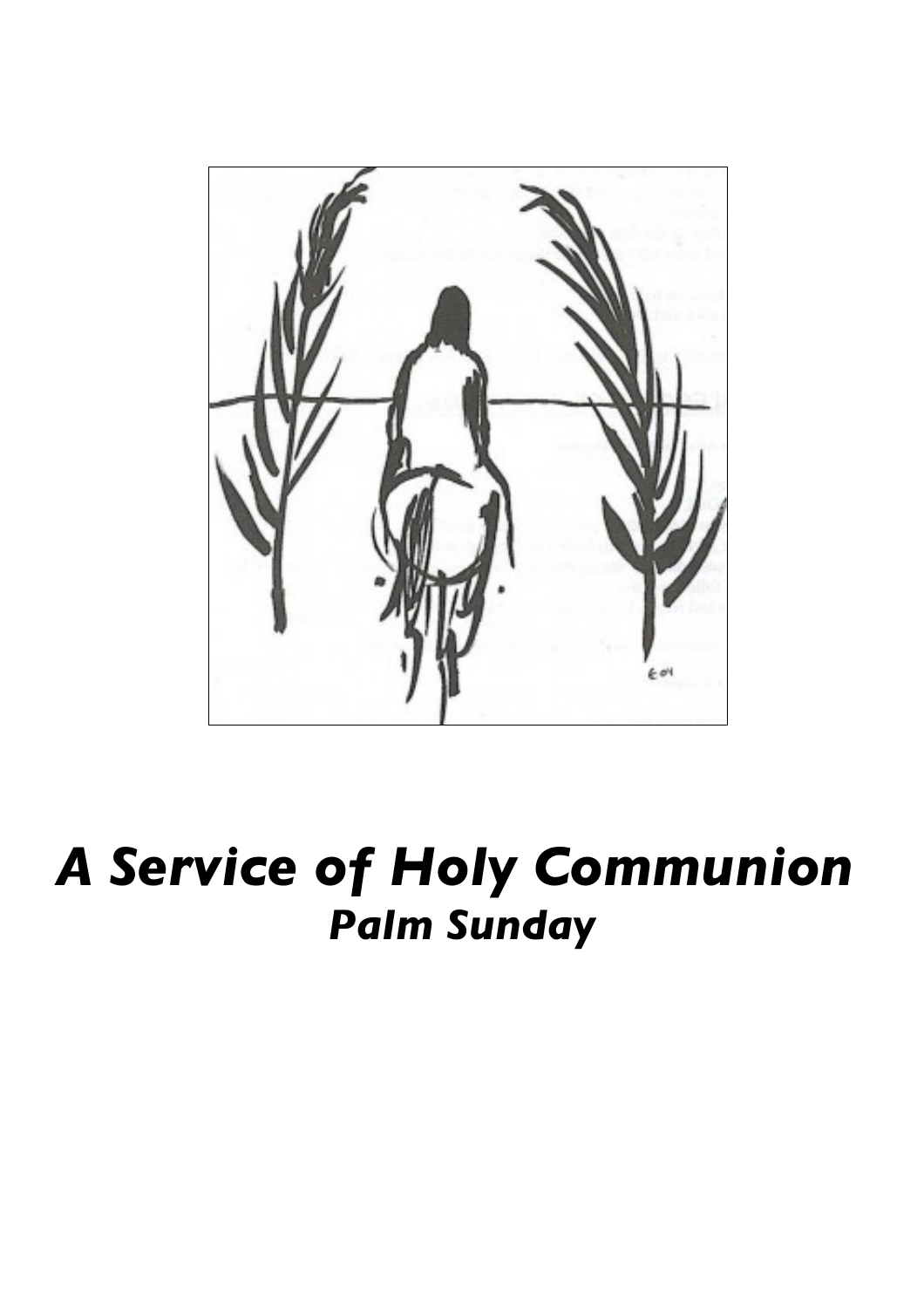# *A Service of Holy Communion*

## *Palm Sunday*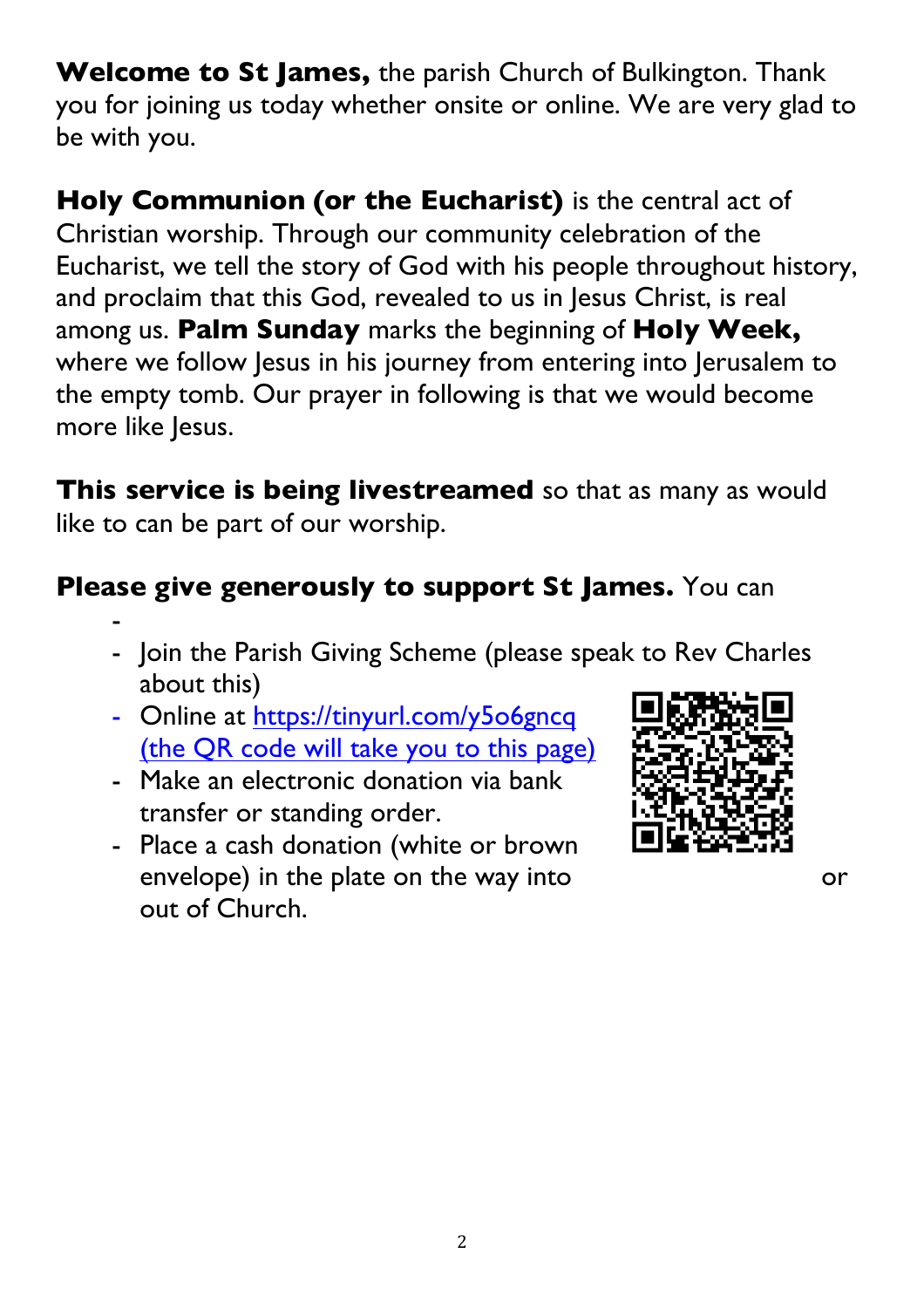**Welcome to St James,** the parish Church of Bulkington. Thank you for joining us today whether onsite or online. We are very glad to be with you.

**Holy Communion (or the Eucharist)** is the central act of Christian worship. Through our community celebration of the Eucharist, we tell the story of God with his people throughout history, and proclaim that this God, revealed to us in Jesus Christ, is real among us. **Palm Sunday** marks the beginning of **Holy Week,** where we follow Jesus in his journey from entering into Jerusalem to the empty tomb. Our prayer in following is that we would become more like Jesus.

**This service is being livestreamed** so that as many as would like to can be part of our worship.

**Please give generously to support St James.** You can

- 
- Join the Parish Giving Scheme (please speak to Rev Charles about this)
- Online at https://tinyurl.com/y5o6gncq (the QR code will take you to this page)
- Make an electronic donation via bank transfer or standing order.
- Place a cash donation (white or brown envelope) in the plate on the way into or out of Church.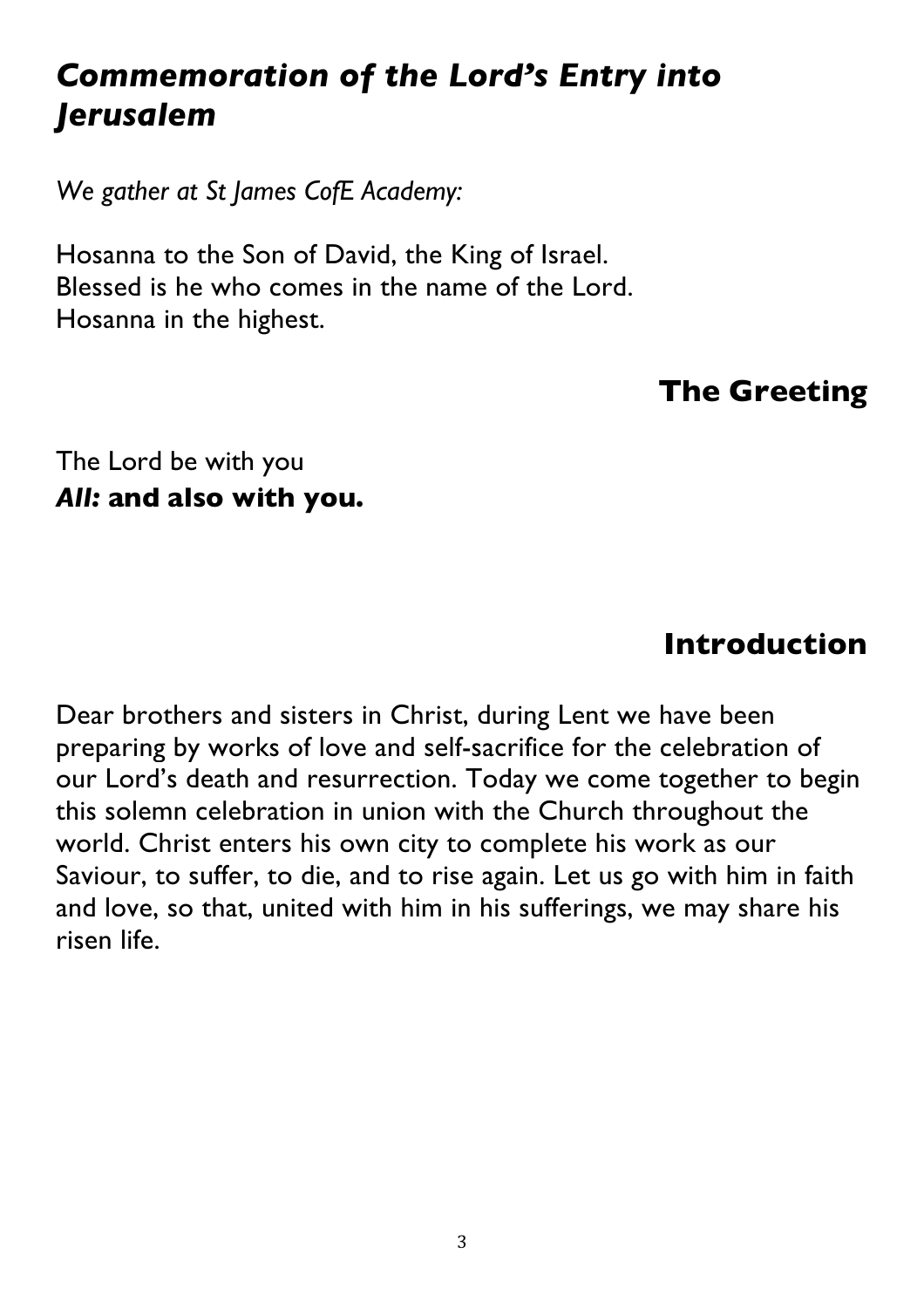# *Commemoration of the Lord's Entry into Jerusalem*

*We gather at St James CofE Academy:*

Hosanna to the Son of David, the King of Israel.
Blessed is he who comes in the name of the Lord.
Hosanna in the highest.

## The Greeting

The Lord be with you
***All:* and also with you.**

## Introduction

Dear brothers and sisters in Christ, during Lent we have been preparing by works of love and self-sacrifice for the celebration of our Lord's death and resurrection. Today we come together to begin this solemn celebration in union with the Church throughout the world. Christ enters his own city to complete his work as our Saviour, to suffer, to die, and to rise again. Let us go with him in faith and love, so that, united with him in his sufferings, we may share his risen life.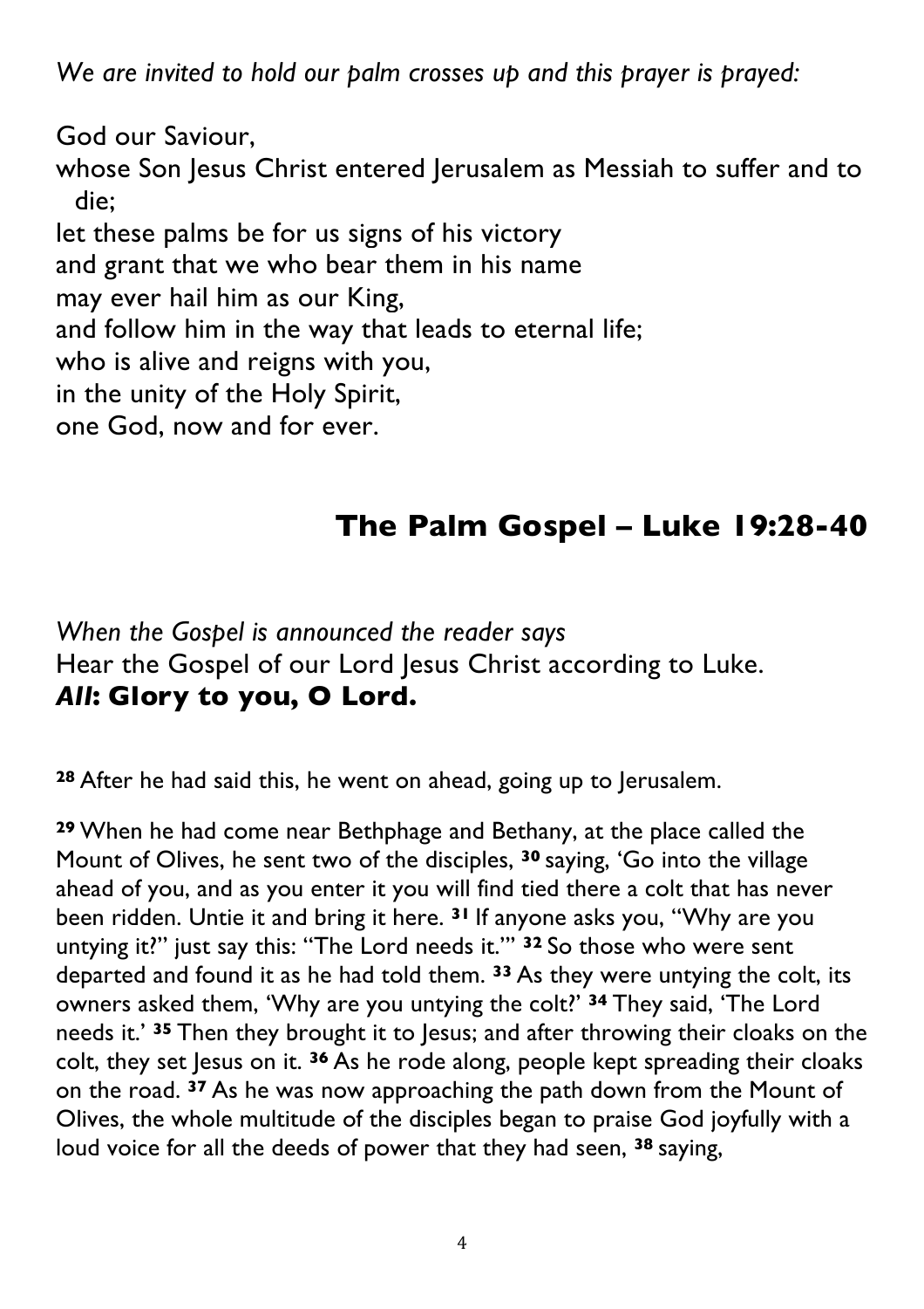*We are invited to hold our palm crosses up and this prayer is prayed:*

God our Saviour,
whose Son Jesus Christ entered Jerusalem as Messiah to suffer and to die;
let these palms be for us signs of his victory
and grant that we who bear them in his name
may ever hail him as our King,
and follow him in the way that leads to eternal life;
who is alive and reigns with you,
in the unity of the Holy Spirit,
one God, now and for ever.

## The Palm Gospel – Luke 19:28-40

*When the Gospel is announced the reader says*
Hear the Gospel of our Lord Jesus Christ according to Luke.
***All*: Glory to you, O Lord.**

**28** After he had said this, he went on ahead, going up to Jerusalem.

**29** When he had come near Bethphage and Bethany, at the place called the Mount of Olives, he sent two of the disciples, **30** saying, 'Go into the village ahead of you, and as you enter it you will find tied there a colt that has never been ridden. Untie it and bring it here. **31** If anyone asks you, "Why are you untying it?" just say this: "The Lord needs it."' **32** So those who were sent departed and found it as he had told them. **33** As they were untying the colt, its owners asked them, 'Why are you untying the colt?' **34** They said, 'The Lord needs it.' **35** Then they brought it to Jesus; and after throwing their cloaks on the colt, they set Jesus on it. **36** As he rode along, people kept spreading their cloaks on the road. **37** As he was now approaching the path down from the Mount of Olives, the whole multitude of the disciples began to praise God joyfully with a loud voice for all the deeds of power that they had seen, **38** saying,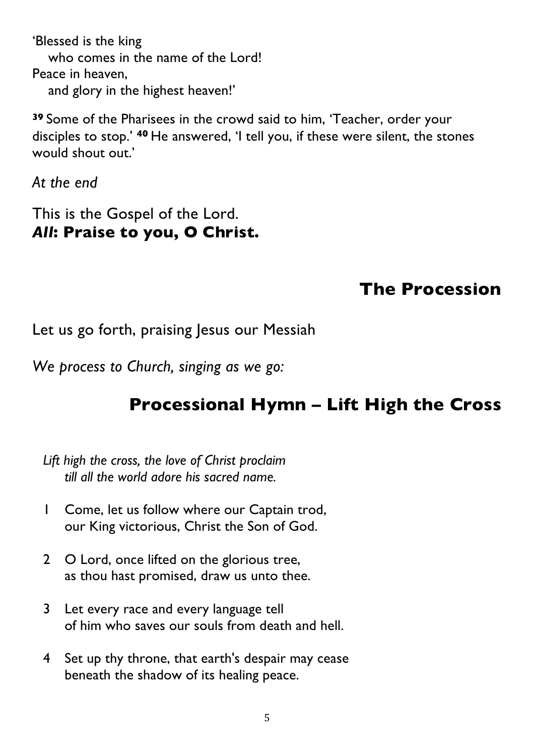'Blessed is the king  
   who comes in the name of the Lord!  
Peace in heaven,  
   and glory in the highest heaven!'

**39** Some of the Pharisees in the crowd said to him, 'Teacher, order your disciples to stop.' **40** He answered, 'I tell you, if these were silent, the stones would shout out.'

*At the end*

This is the Gospel of the Lord.  
***All*: Praise to you, O Christ.**

## The Procession

Let us go forth, praising Jesus our Messiah

*We process to Church, singing as we go:*

## Processional Hymn – Lift High the Cross

*Lift high the cross, the love of Christ proclaim*  
   *till all the world adore his sacred name.*

1 Come, let us follow where our Captain trod,  
   our King victorious, Christ the Son of God.

2 O Lord, once lifted on the glorious tree,  
   as thou hast promised, draw us unto thee.

3 Let every race and every language tell  
   of him who saves our souls from death and hell.

4 Set up thy throne, that earth's despair may cease  
   beneath the shadow of its healing peace.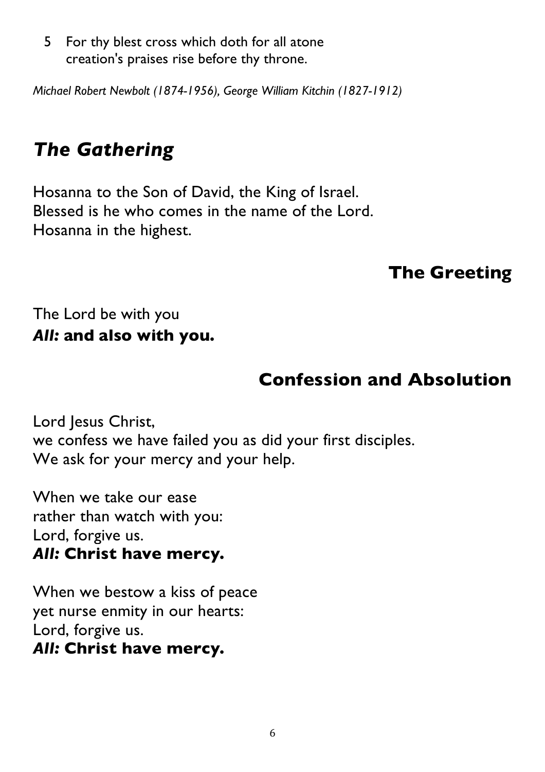5 For thy blest cross which doth for all atone
creation's praises rise before thy throne.

*Michael Robert Newbolt (1874-1956), George William Kitchin (1827-1912)*

## *The Gathering*

Hosanna to the Son of David, the King of Israel.
Blessed is he who comes in the name of the Lord.
Hosanna in the highest.

### The Greeting

The Lord be with you
***All:*** **and also with you.**

### Confession and Absolution

Lord Jesus Christ,
we confess we have failed you as did your first disciples.
We ask for your mercy and your help.

When we take our ease
rather than watch with you:
Lord, forgive us.
***All:*** **Christ have mercy.**

When we bestow a kiss of peace
yet nurse enmity in our hearts:
Lord, forgive us.
***All:*** **Christ have mercy.**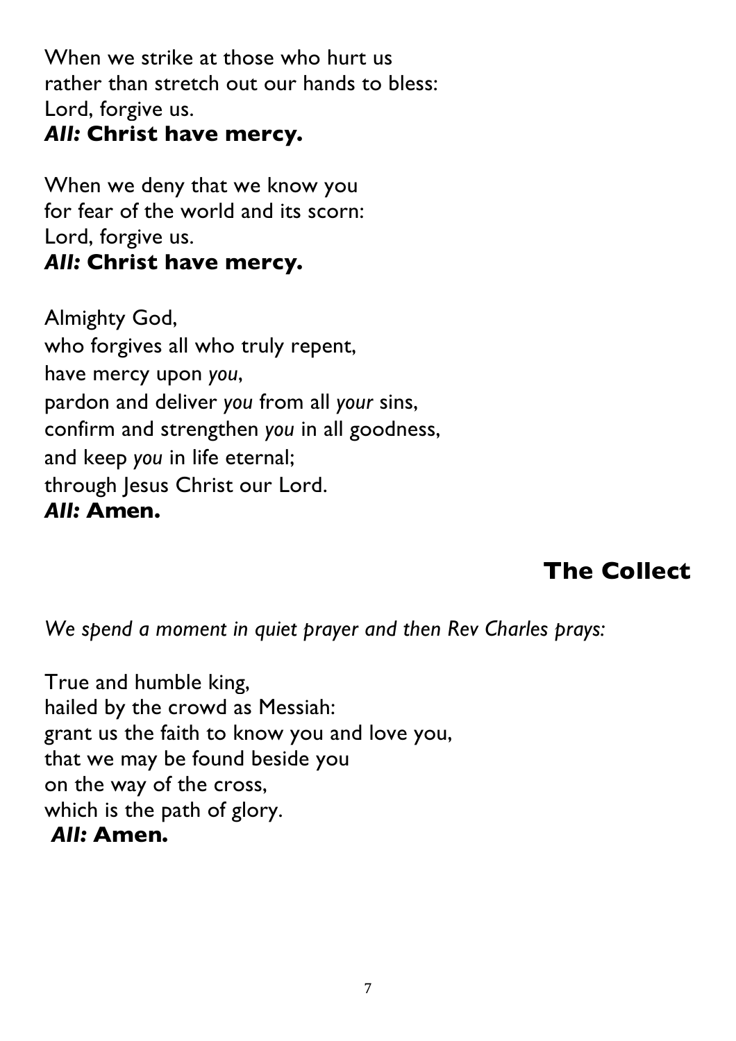When we strike at those who hurt us
rather than stretch out our hands to bless:
Lord, forgive us.
***All:* Christ have mercy.**

When we deny that we know you
for fear of the world and its scorn:
Lord, forgive us.
***All:* Christ have mercy.**

Almighty God,
who forgives all who truly repent,
have mercy upon *you*,
pardon and deliver *you* from all *your* sins,
confirm and strengthen *you* in all goodness,
and keep *you* in life eternal;
through Jesus Christ our Lord.
***All:* Amen.**

## The Collect

*We spend a moment in quiet prayer and then Rev Charles prays:*

True and humble king,
hailed by the crowd as Messiah:
grant us the faith to know you and love you,
that we may be found beside you
on the way of the cross,
which is the path of glory.
***All:* Amen.**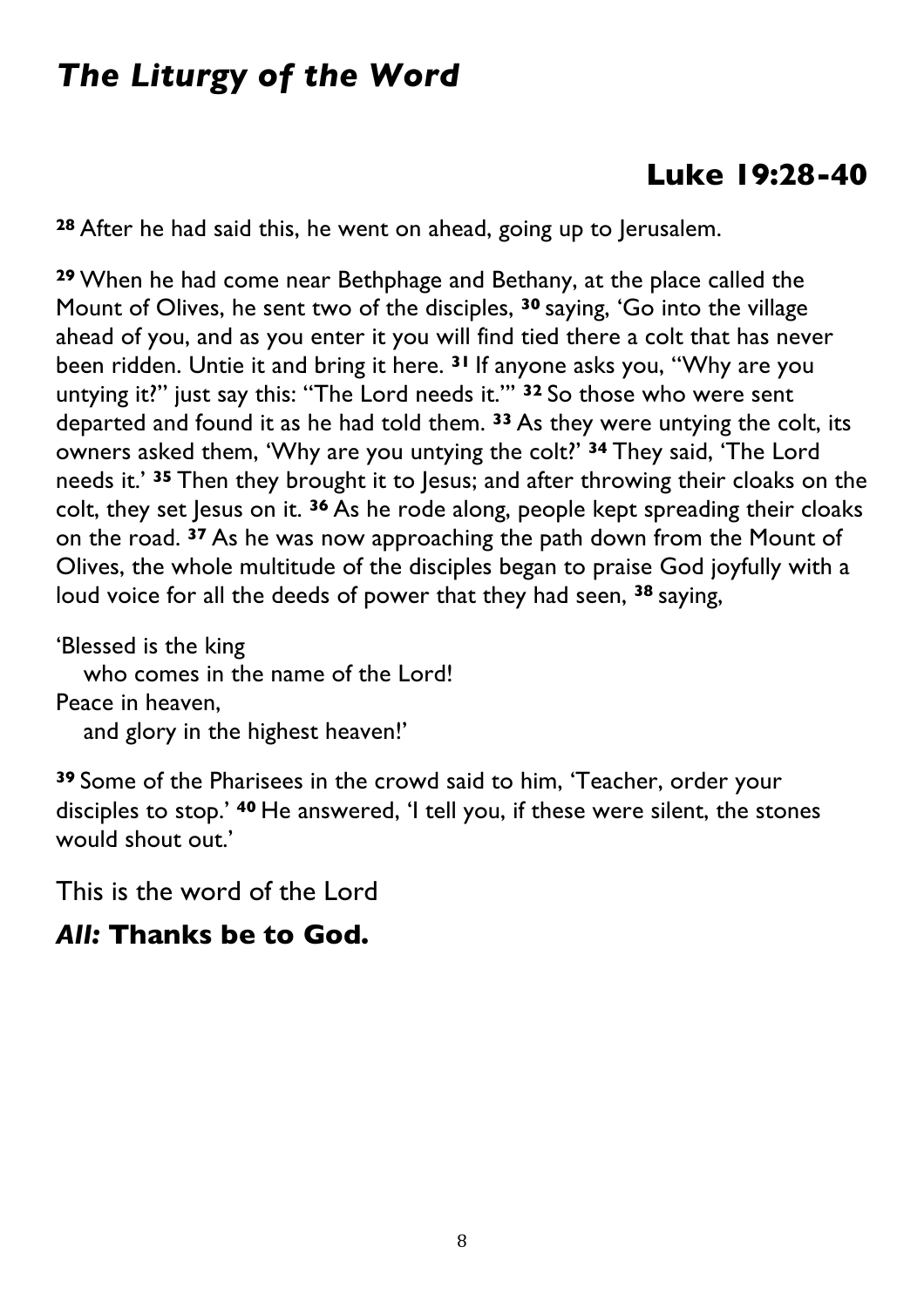# *The Liturgy of the Word*

## Luke 19:28-40

**28** After he had said this, he went on ahead, going up to Jerusalem.

**29** When he had come near Bethphage and Bethany, at the place called the Mount of Olives, he sent two of the disciples, **30** saying, 'Go into the village ahead of you, and as you enter it you will find tied there a colt that has never been ridden. Untie it and bring it here. **31** If anyone asks you, "Why are you untying it?" just say this: "The Lord needs it."' **32** So those who were sent departed and found it as he had told them. **33** As they were untying the colt, its owners asked them, 'Why are you untying the colt?' **34** They said, 'The Lord needs it.' **35** Then they brought it to Jesus; and after throwing their cloaks on the colt, they set Jesus on it. **36** As he rode along, people kept spreading their cloaks on the road. **37** As he was now approaching the path down from the Mount of Olives, the whole multitude of the disciples began to praise God joyfully with a loud voice for all the deeds of power that they had seen, **38** saying,

'Blessed is the king  
   who comes in the name of the Lord!  
Peace in heaven,  
   and glory in the highest heaven!'

**39** Some of the Pharisees in the crowd said to him, 'Teacher, order your disciples to stop.' **40** He answered, 'I tell you, if these were silent, the stones would shout out.'

This is the word of the Lord

***All:*** **Thanks be to God.**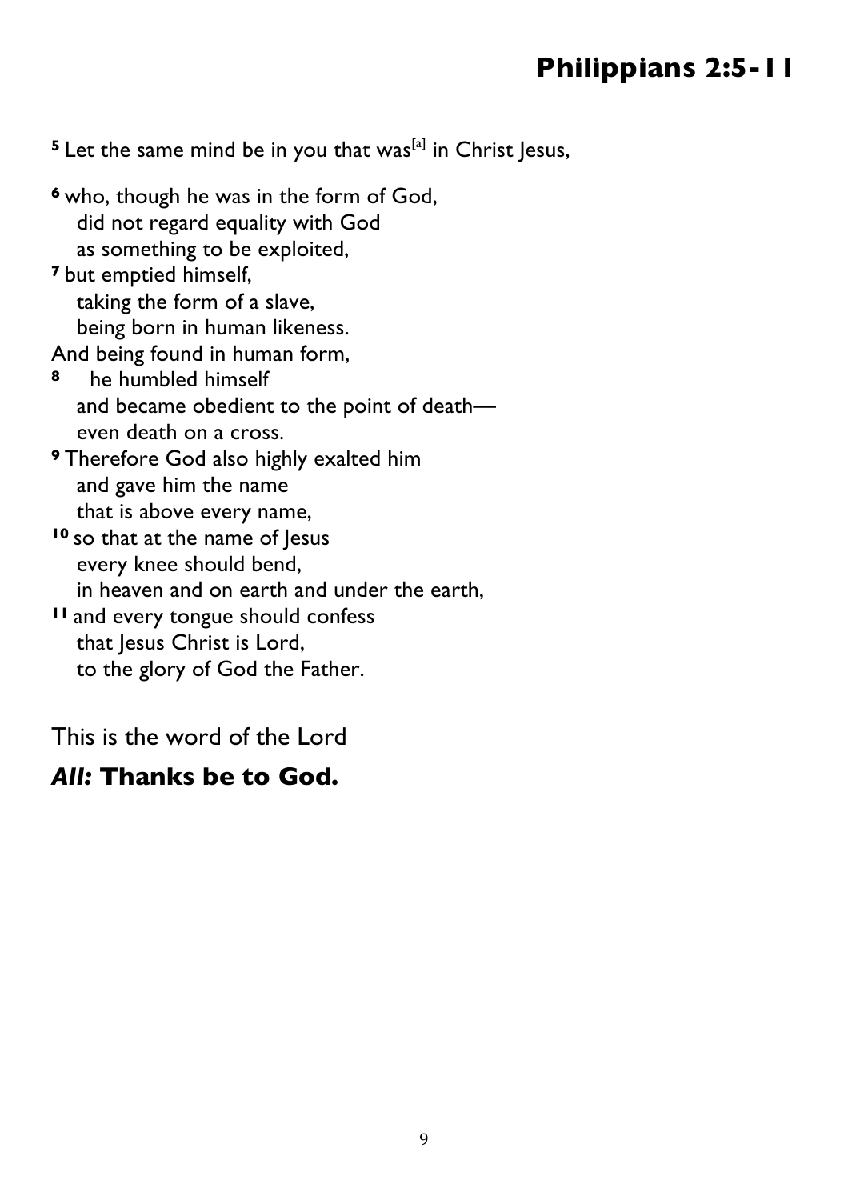# Philippians 2:5-11

[5] Let the same mind be in you that was[a] in Christ Jesus,

[6] who, though he was in the form of God,
did not regard equality with God
as something to be exploited,
[7] but emptied himself,
taking the form of a slave,
being born in human likeness.
And being found in human form,
[8] he humbled himself
and became obedient to the point of death—
even death on a cross.
[9] Therefore God also highly exalted him
and gave him the name
that is above every name,
[10] so that at the name of Jesus
every knee should bend,
in heaven and on earth and under the earth,
[11] and every tongue should confess
that Jesus Christ is Lord,
to the glory of God the Father.

This is the word of the Lord

***All:* Thanks be to God.**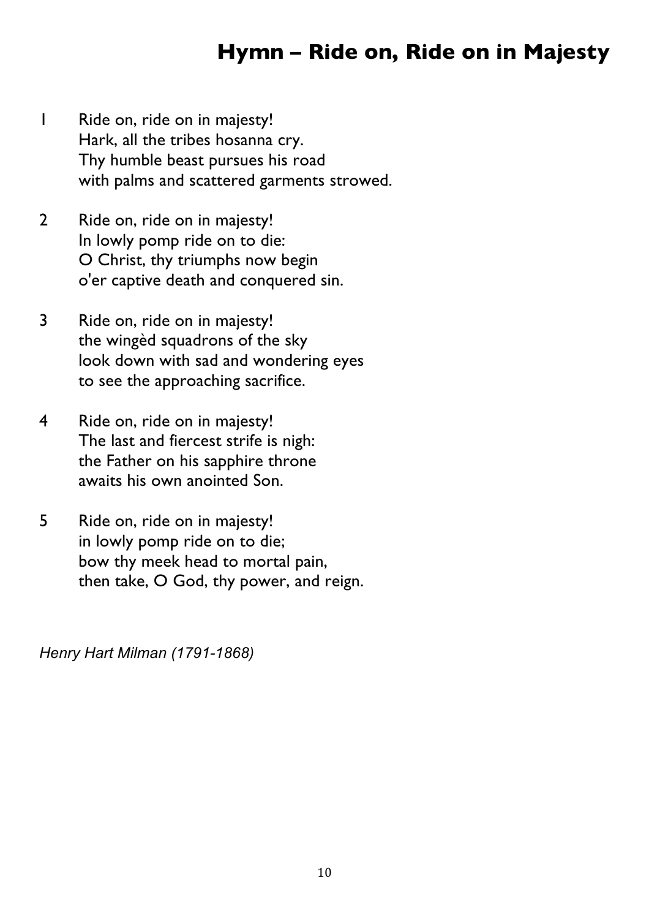# Hymn – Ride on, Ride on in Majesty

1 Ride on, ride on in majesty!
Hark, all the tribes hosanna cry.
Thy humble beast pursues his road
with palms and scattered garments strowed.

2 Ride on, ride on in majesty!
In lowly pomp ride on to die:
O Christ, thy triumphs now begin
o'er captive death and conquered sin.

3 Ride on, ride on in majesty!
the wingèd squadrons of the sky
look down with sad and wondering eyes
to see the approaching sacrifice.

4 Ride on, ride on in majesty!
The last and fiercest strife is nigh:
the Father on his sapphire throne
awaits his own anointed Son.

5 Ride on, ride on in majesty!
in lowly pomp ride on to die;
bow thy meek head to mortal pain,
then take, O God, thy power, and reign.

*Henry Hart Milman (1791-1868)*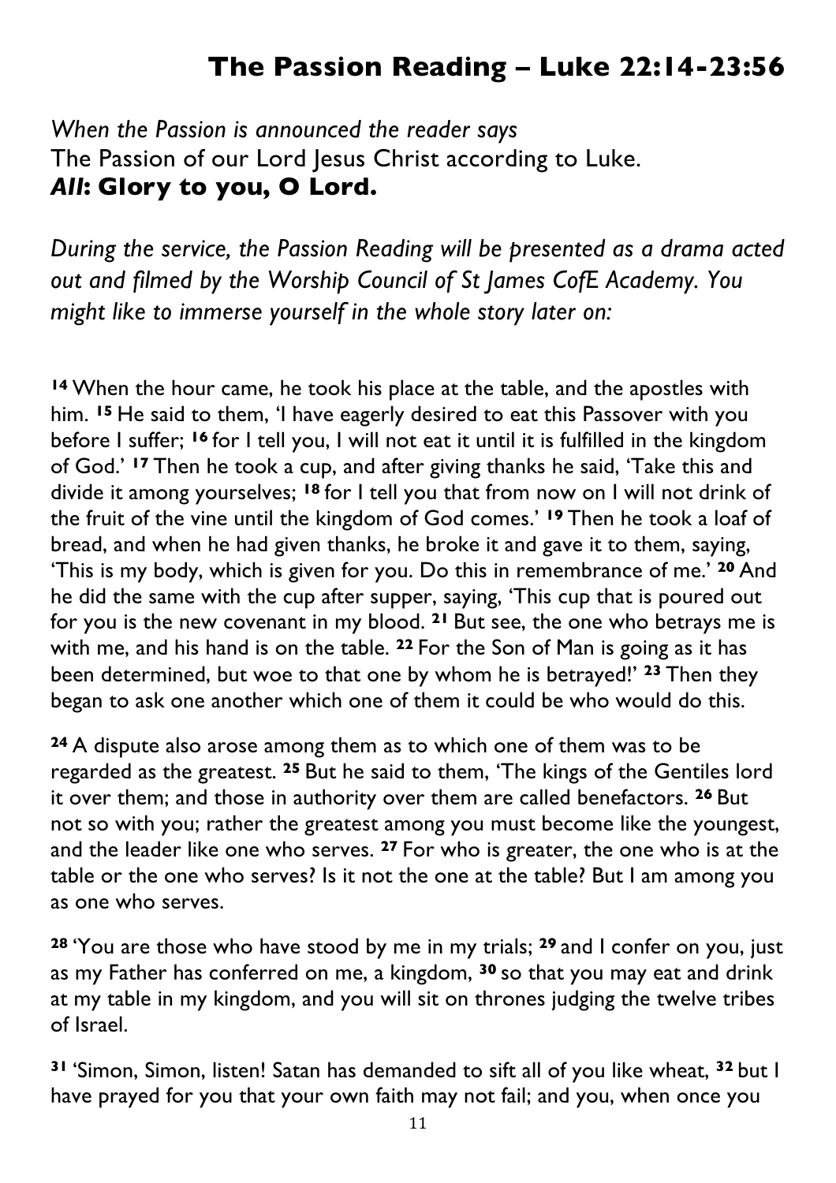# The Passion Reading – Luke 22:14-23:56

*When the Passion is announced the reader says*
The Passion of our Lord Jesus Christ according to Luke.
***All*: Glory to you, O Lord.**

*During the service, the Passion Reading will be presented as a drama acted out and filmed by the Worship Council of St James CofE Academy. You might like to immerse yourself in the whole story later on:*

**14** When the hour came, he took his place at the table, and the apostles with him. **15** He said to them, 'I have eagerly desired to eat this Passover with you before I suffer; **16** for I tell you, I will not eat it until it is fulfilled in the kingdom of God.' **17** Then he took a cup, and after giving thanks he said, 'Take this and divide it among yourselves; **18** for I tell you that from now on I will not drink of the fruit of the vine until the kingdom of God comes.' **19** Then he took a loaf of bread, and when he had given thanks, he broke it and gave it to them, saying, 'This is my body, which is given for you. Do this in remembrance of me.' **20** And he did the same with the cup after supper, saying, 'This cup that is poured out for you is the new covenant in my blood. **21** But see, the one who betrays me is with me, and his hand is on the table. **22** For the Son of Man is going as it has been determined, but woe to that one by whom he is betrayed!' **23** Then they began to ask one another which one of them it could be who would do this.

**24** A dispute also arose among them as to which one of them was to be regarded as the greatest. **25** But he said to them, 'The kings of the Gentiles lord it over them; and those in authority over them are called benefactors. **26** But not so with you; rather the greatest among you must become like the youngest, and the leader like one who serves. **27** For who is greater, the one who is at the table or the one who serves? Is it not the one at the table? But I am among you as one who serves.

**28** 'You are those who have stood by me in my trials; **29** and I confer on you, just as my Father has conferred on me, a kingdom, **30** so that you may eat and drink at my table in my kingdom, and you will sit on thrones judging the twelve tribes of Israel.

**31** 'Simon, Simon, listen! Satan has demanded to sift all of you like wheat, **32** but I have prayed for you that your own faith may not fail; and you, when once you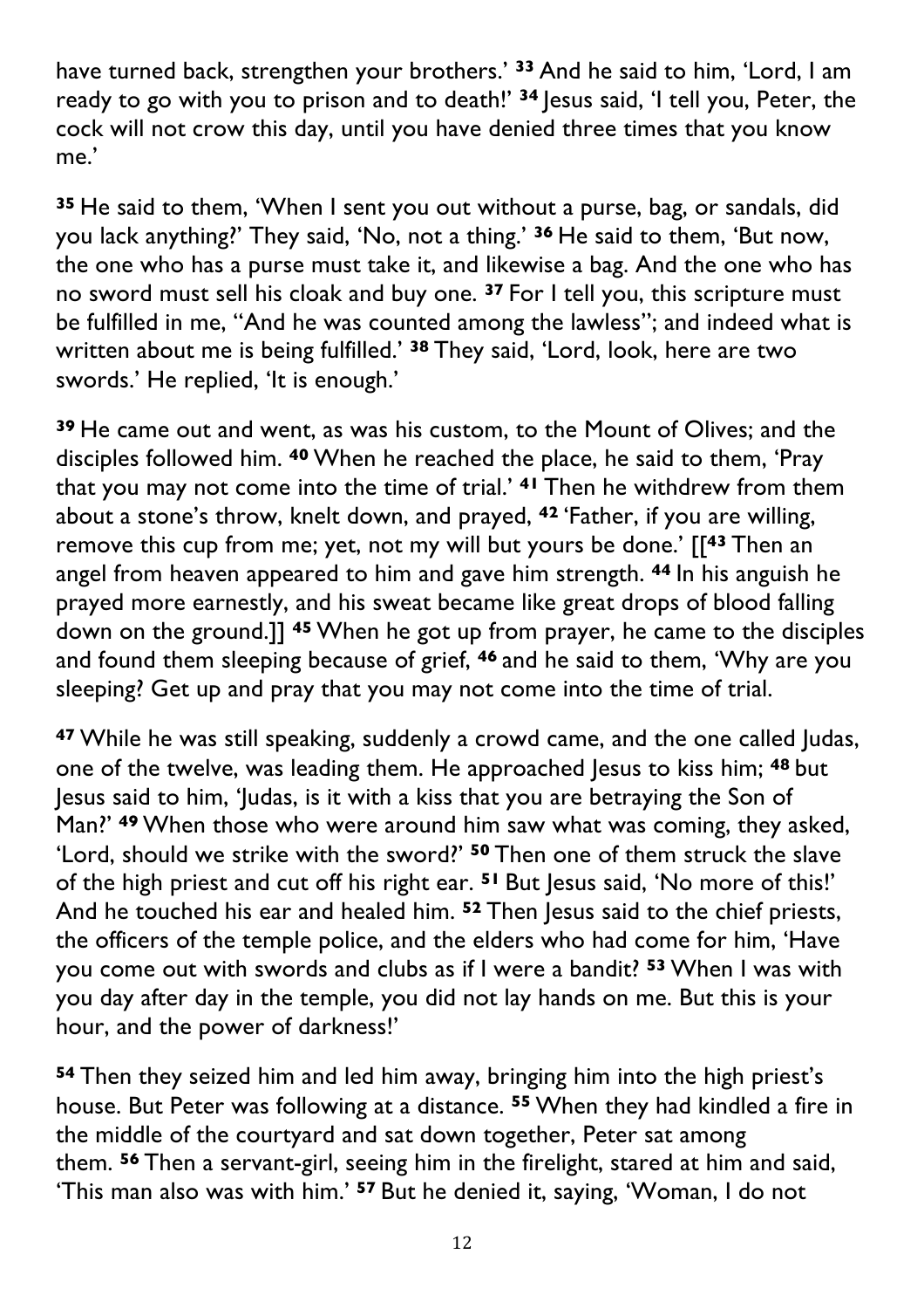have turned back, strengthen your brothers.' **33** And he said to him, 'Lord, I am ready to go with you to prison and to death!' **34** Jesus said, 'I tell you, Peter, the cock will not crow this day, until you have denied three times that you know me.'

**35** He said to them, 'When I sent you out without a purse, bag, or sandals, did you lack anything?' They said, 'No, not a thing.' **36** He said to them, 'But now, the one who has a purse must take it, and likewise a bag. And the one who has no sword must sell his cloak and buy one. **37** For I tell you, this scripture must be fulfilled in me, "And he was counted among the lawless"; and indeed what is written about me is being fulfilled.' **38** They said, 'Lord, look, here are two swords.' He replied, 'It is enough.'

**39** He came out and went, as was his custom, to the Mount of Olives; and the disciples followed him. **40** When he reached the place, he said to them, 'Pray that you may not come into the time of trial.' **41** Then he withdrew from them about a stone's throw, knelt down, and prayed, **42** 'Father, if you are willing, remove this cup from me; yet, not my will but yours be done.' [[**43** Then an angel from heaven appeared to him and gave him strength. **44** In his anguish he prayed more earnestly, and his sweat became like great drops of blood falling down on the ground.]] **45** When he got up from prayer, he came to the disciples and found them sleeping because of grief, **46** and he said to them, 'Why are you sleeping? Get up and pray that you may not come into the time of trial.

**47** While he was still speaking, suddenly a crowd came, and the one called Judas, one of the twelve, was leading them. He approached Jesus to kiss him; **48** but Jesus said to him, 'Judas, is it with a kiss that you are betraying the Son of Man?' **49** When those who were around him saw what was coming, they asked, 'Lord, should we strike with the sword?' **50** Then one of them struck the slave of the high priest and cut off his right ear. **51** But Jesus said, 'No more of this!' And he touched his ear and healed him. **52** Then Jesus said to the chief priests, the officers of the temple police, and the elders who had come for him, 'Have you come out with swords and clubs as if I were a bandit? **53** When I was with you day after day in the temple, you did not lay hands on me. But this is your hour, and the power of darkness!'

**54** Then they seized him and led him away, bringing him into the high priest's house. But Peter was following at a distance. **55** When they had kindled a fire in the middle of the courtyard and sat down together, Peter sat among them. **56** Then a servant-girl, seeing him in the firelight, stared at him and said, 'This man also was with him.' **57** But he denied it, saying, 'Woman, I do not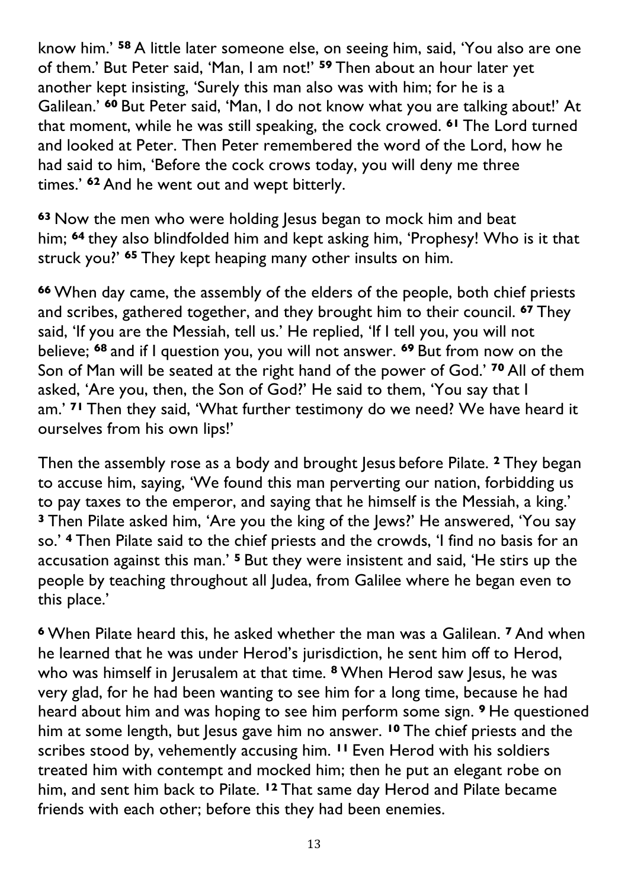know him.' **58** A little later someone else, on seeing him, said, 'You also are one of them.' But Peter said, 'Man, I am not!' **59** Then about an hour later yet another kept insisting, 'Surely this man also was with him; for he is a Galilean.' **60** But Peter said, 'Man, I do not know what you are talking about!' At that moment, while he was still speaking, the cock crowed. **61** The Lord turned and looked at Peter. Then Peter remembered the word of the Lord, how he had said to him, 'Before the cock crows today, you will deny me three times.' **62** And he went out and wept bitterly.

**63** Now the men who were holding Jesus began to mock him and beat him; **64** they also blindfolded him and kept asking him, 'Prophesy! Who is it that struck you?' **65** They kept heaping many other insults on him.

**66** When day came, the assembly of the elders of the people, both chief priests and scribes, gathered together, and they brought him to their council. **67** They said, 'If you are the Messiah, tell us.' He replied, 'If I tell you, you will not believe; **68** and if I question you, you will not answer. **69** But from now on the Son of Man will be seated at the right hand of the power of God.' **70** All of them asked, 'Are you, then, the Son of God?' He said to them, 'You say that I am.' **71** Then they said, 'What further testimony do we need? We have heard it ourselves from his own lips!'

Then the assembly rose as a body and brought Jesus before Pilate. **2** They began to accuse him, saying, 'We found this man perverting our nation, forbidding us to pay taxes to the emperor, and saying that he himself is the Messiah, a king.' **3** Then Pilate asked him, 'Are you the king of the Jews?' He answered, 'You say so.' **4** Then Pilate said to the chief priests and the crowds, 'I find no basis for an accusation against this man.' **5** But they were insistent and said, 'He stirs up the people by teaching throughout all Judea, from Galilee where he began even to this place.'

**6** When Pilate heard this, he asked whether the man was a Galilean. **7** And when he learned that he was under Herod's jurisdiction, he sent him off to Herod, who was himself in Jerusalem at that time. **8** When Herod saw Jesus, he was very glad, for he had been wanting to see him for a long time, because he had heard about him and was hoping to see him perform some sign. **9** He questioned him at some length, but Jesus gave him no answer. **10** The chief priests and the scribes stood by, vehemently accusing him. **11** Even Herod with his soldiers treated him with contempt and mocked him; then he put an elegant robe on him, and sent him back to Pilate. **12** That same day Herod and Pilate became friends with each other; before this they had been enemies.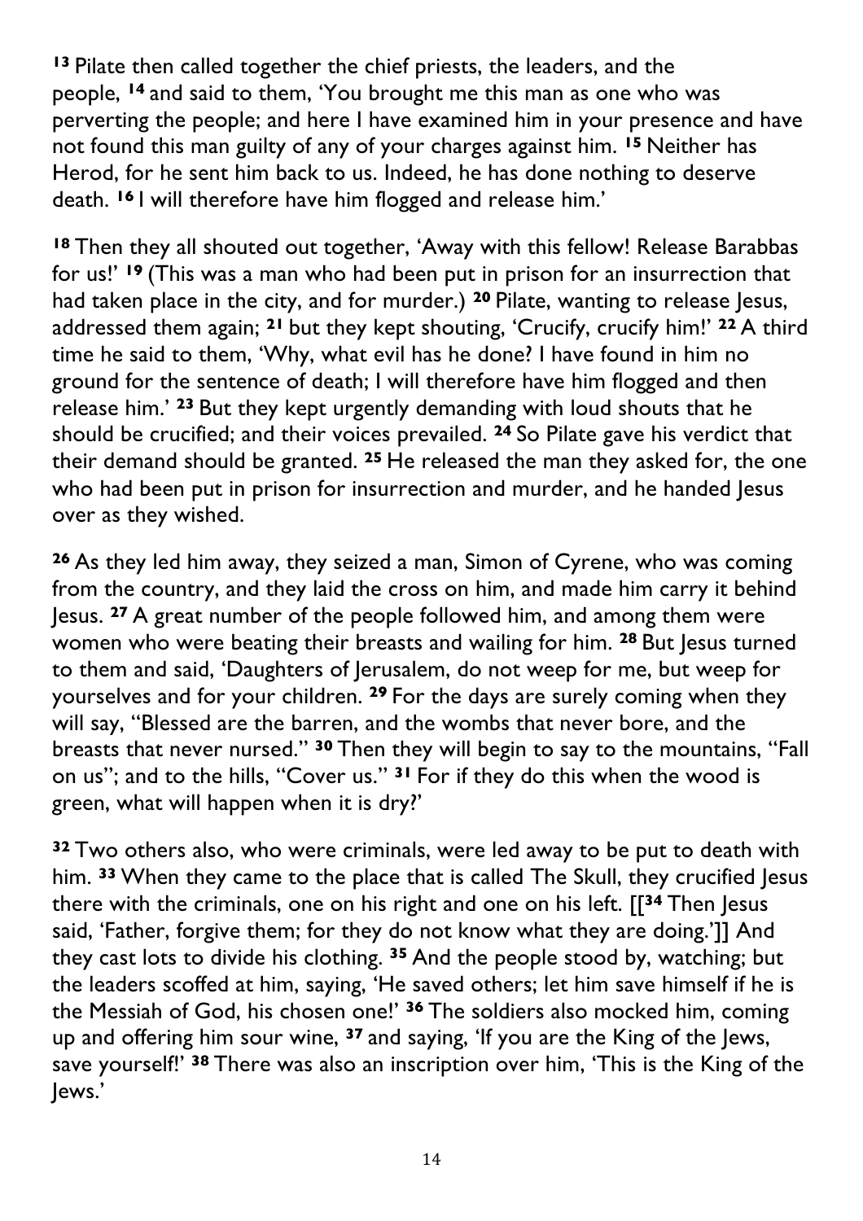**13** Pilate then called together the chief priests, the leaders, and the people, **14** and said to them, 'You brought me this man as one who was perverting the people; and here I have examined him in your presence and have not found this man guilty of any of your charges against him. **15** Neither has Herod, for he sent him back to us. Indeed, he has done nothing to deserve death. **16** I will therefore have him flogged and release him.'

**18** Then they all shouted out together, 'Away with this fellow! Release Barabbas for us!' **19** (This was a man who had been put in prison for an insurrection that had taken place in the city, and for murder.) **20** Pilate, wanting to release Jesus, addressed them again; **21** but they kept shouting, 'Crucify, crucify him!' **22** A third time he said to them, 'Why, what evil has he done? I have found in him no ground for the sentence of death; I will therefore have him flogged and then release him.' **23** But they kept urgently demanding with loud shouts that he should be crucified; and their voices prevailed. **24** So Pilate gave his verdict that their demand should be granted. **25** He released the man they asked for, the one who had been put in prison for insurrection and murder, and he handed Jesus over as they wished.

**26** As they led him away, they seized a man, Simon of Cyrene, who was coming from the country, and they laid the cross on him, and made him carry it behind Jesus. **27** A great number of the people followed him, and among them were women who were beating their breasts and wailing for him. **28** But Jesus turned to them and said, 'Daughters of Jerusalem, do not weep for me, but weep for yourselves and for your children. **29** For the days are surely coming when they will say, "Blessed are the barren, and the wombs that never bore, and the breasts that never nursed." **30** Then they will begin to say to the mountains, "Fall on us"; and to the hills, "Cover us." **31** For if they do this when the wood is green, what will happen when it is dry?'

**32** Two others also, who were criminals, were led away to be put to death with him. **33** When they came to the place that is called The Skull, they crucified Jesus there with the criminals, one on his right and one on his left. [[**34** Then Jesus said, 'Father, forgive them; for they do not know what they are doing.']] And they cast lots to divide his clothing. **35** And the people stood by, watching; but the leaders scoffed at him, saying, 'He saved others; let him save himself if he is the Messiah of God, his chosen one!' **36** The soldiers also mocked him, coming up and offering him sour wine, **37** and saying, 'If you are the King of the Jews, save yourself!' **38** There was also an inscription over him, 'This is the King of the Jews.'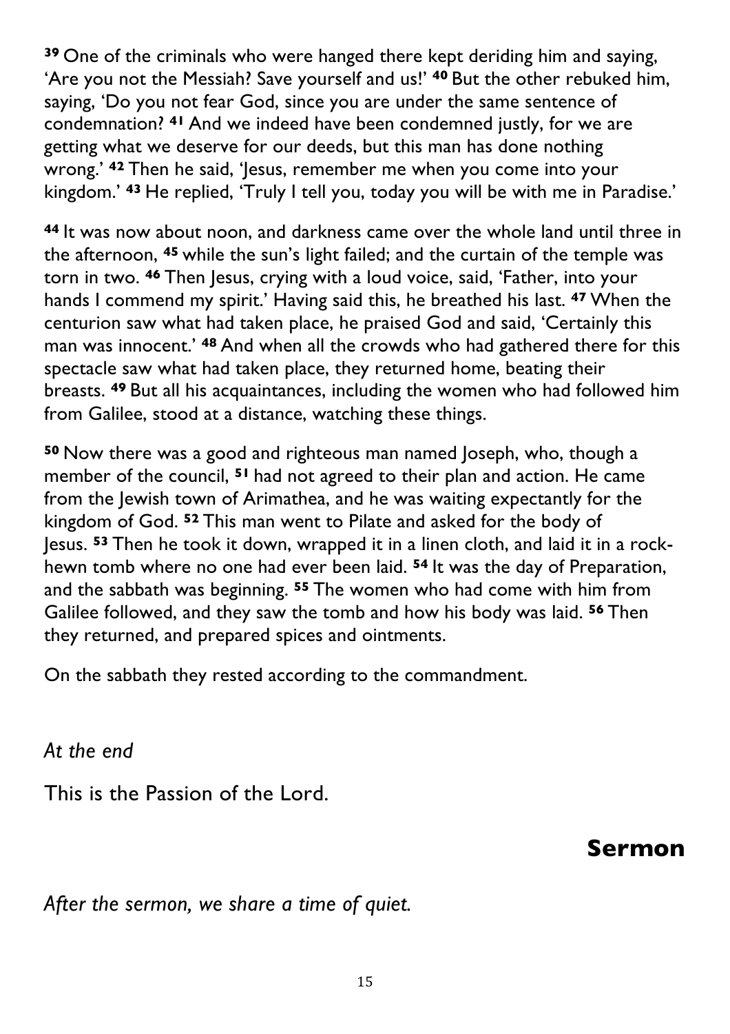[39] One of the criminals who were hanged there kept deriding him and saying, 'Are you not the Messiah? Save yourself and us!' [40] But the other rebuked him, saying, 'Do you not fear God, since you are under the same sentence of condemnation? [41] And we indeed have been condemned justly, for we are getting what we deserve for our deeds, but this man has done nothing wrong.' [42] Then he said, 'Jesus, remember me when you come into your kingdom.' [43] He replied, 'Truly I tell you, today you will be with me in Paradise.'

[44] It was now about noon, and darkness came over the whole land until three in the afternoon, [45] while the sun's light failed; and the curtain of the temple was torn in two. [46] Then Jesus, crying with a loud voice, said, 'Father, into your hands I commend my spirit.' Having said this, he breathed his last. [47] When the centurion saw what had taken place, he praised God and said, 'Certainly this man was innocent.' [48] And when all the crowds who had gathered there for this spectacle saw what had taken place, they returned home, beating their breasts. [49] But all his acquaintances, including the women who had followed him from Galilee, stood at a distance, watching these things.

[50] Now there was a good and righteous man named Joseph, who, though a member of the council, [51] had not agreed to their plan and action. He came from the Jewish town of Arimathea, and he was waiting expectantly for the kingdom of God. [52] This man went to Pilate and asked for the body of Jesus. [53] Then he took it down, wrapped it in a linen cloth, and laid it in a rock-hewn tomb where no one had ever been laid. [54] It was the day of Preparation, and the sabbath was beginning. [55] The women who had come with him from Galilee followed, and they saw the tomb and how his body was laid. [56] Then they returned, and prepared spices and ointments.

On the sabbath they rested according to the commandment.

*At the end*

This is the Passion of the Lord.

## Sermon

*After the sermon, we share a time of quiet.*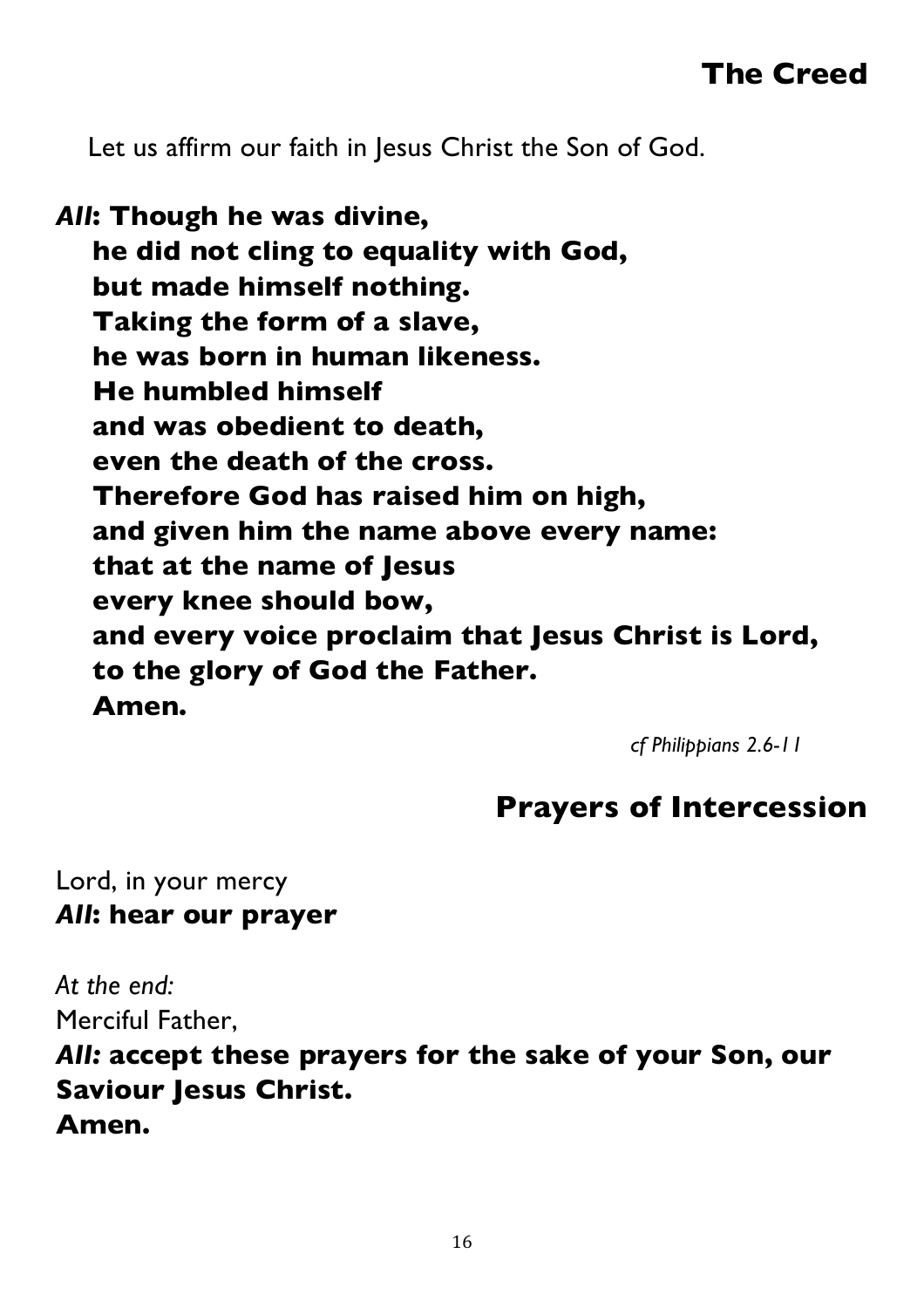## The Creed

Let us affirm our faith in Jesus Christ the Son of God.

***All*: Though he was divine,**
**he did not cling to equality with God,**
**but made himself nothing.**
**Taking the form of a slave,**
**he was born in human likeness.**
**He humbled himself**
**and was obedient to death,**
**even the death of the cross.**
**Therefore God has raised him on high,**
**and given him the name above every name:**
**that at the name of Jesus**
**every knee should bow,**
**and every voice proclaim that Jesus Christ is Lord,**
**to the glory of God the Father.**
**Amen.**

*cf Philippians 2.6-11*

## Prayers of Intercession

Lord, in your mercy
***All*: hear our prayer**

*At the end:*
Merciful Father,
***All*: accept these prayers for the sake of your Son, our Saviour Jesus Christ.**
**Amen.**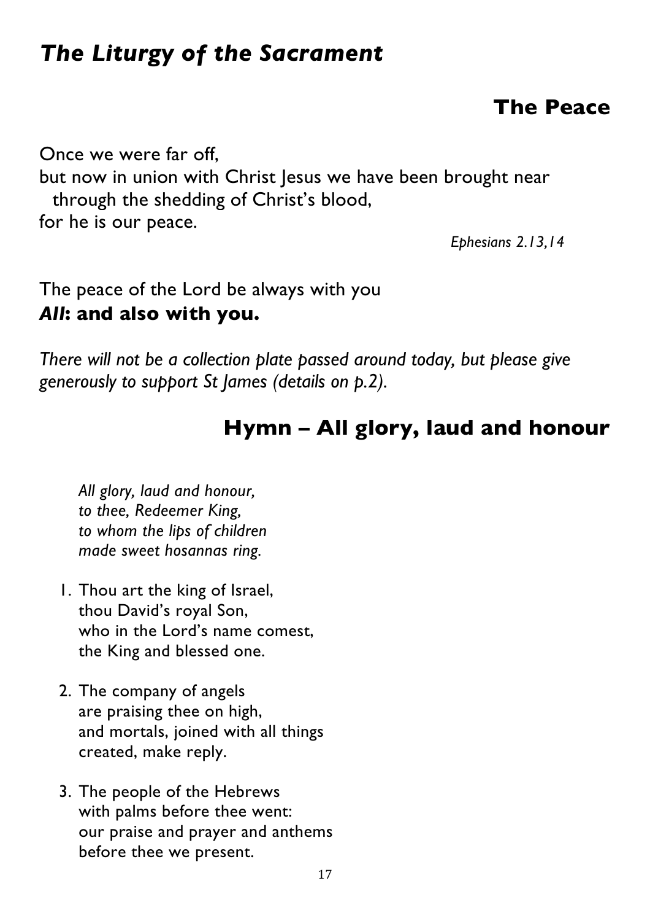# *The Liturgy of the Sacrament*

## The Peace

Once we were far off,
but now in union with Christ Jesus we have been brought near
  through the shedding of Christ's blood,
for he is our peace.

*Ephesians 2.13,14*

The peace of the Lord be always with you
***All*: and also with you.**

*There will not be a collection plate passed around today, but please give generously to support St James (details on p.2).*

## Hymn – All glory, laud and honour

*All glory, laud and honour,*
*to thee, Redeemer King,*
*to whom the lips of children*
*made sweet hosannas ring.*

1. Thou art the king of Israel,
   thou David's royal Son,
   who in the Lord's name comest,
   the King and blessed one.

2. The company of angels
   are praising thee on high,
   and mortals, joined with all things
   created, make reply.

3. The people of the Hebrews
   with palms before thee went:
   our praise and prayer and anthems
   before thee we present.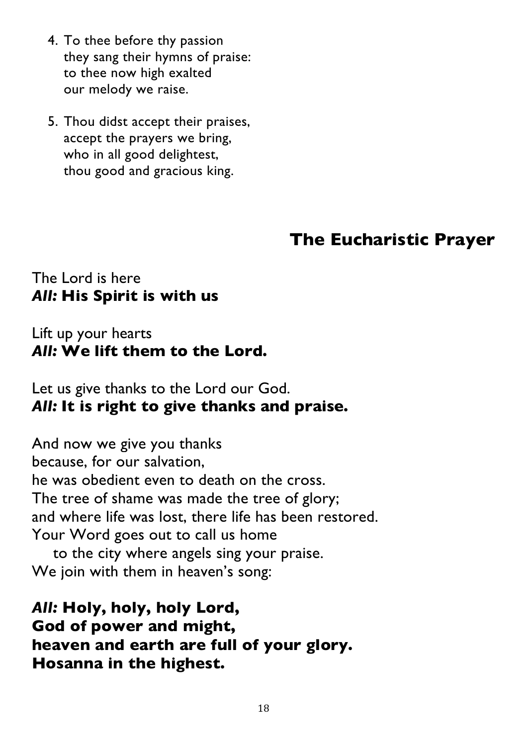4. To thee before thy passion
   they sang their hymns of praise:
   to thee now high exalted
   our melody we raise.

5. Thou didst accept their praises,
   accept the prayers we bring,
   who in all good delightest,
   thou good and gracious king.

## The Eucharistic Prayer

The Lord is here
***All:*** **His Spirit is with us**

Lift up your hearts
***All:*** **We lift them to the Lord.**

Let us give thanks to the Lord our God.
***All:*** **It is right to give thanks and praise.**

And now we give you thanks
because, for our salvation,
he was obedient even to death on the cross.
The tree of shame was made the tree of glory;
and where life was lost, there life has been restored.
Your Word goes out to call us home
  to the city where angels sing your praise.
We join with them in heaven's song:

***All:*** **Holy, holy, holy Lord,**
**God of power and might,**
**heaven and earth are full of your glory.**
**Hosanna in the highest.**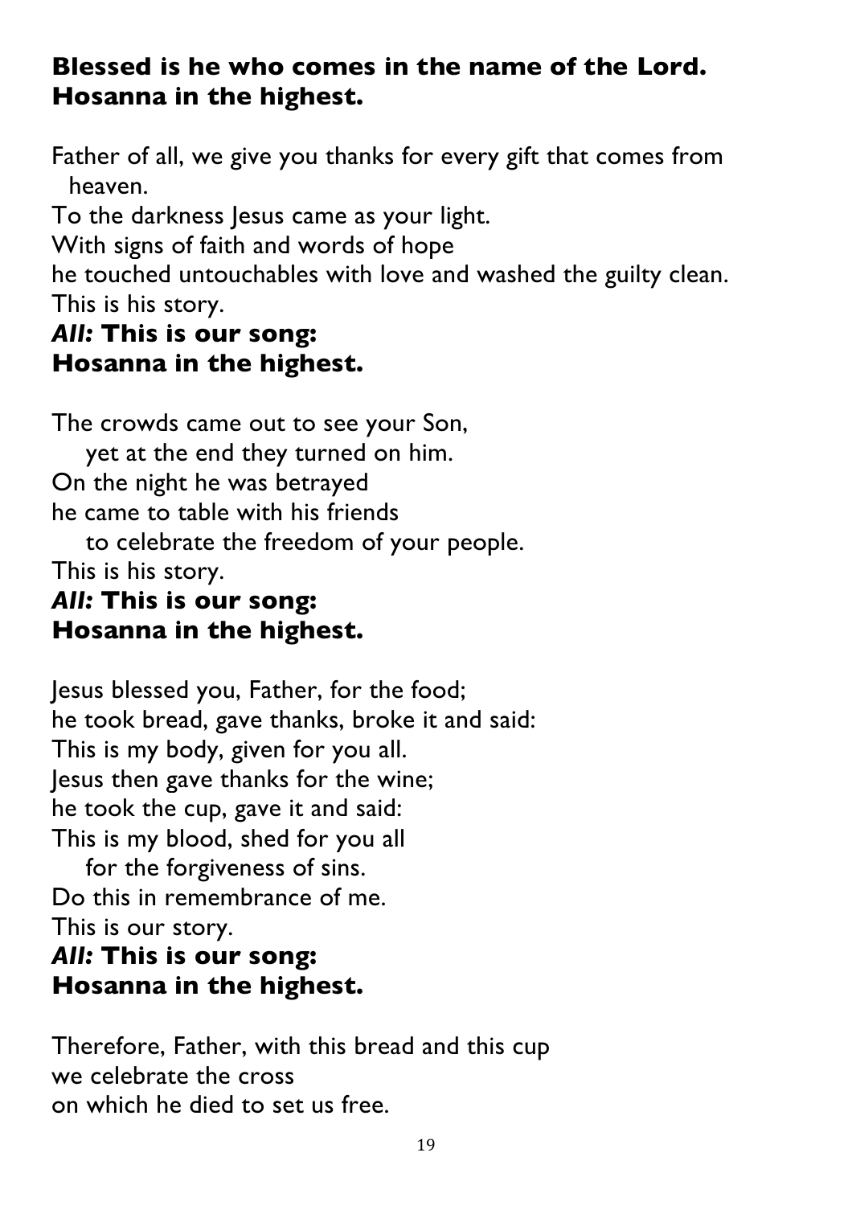**Blessed is he who comes in the name of the Lord.**
**Hosanna in the highest.**

Father of all, we give you thanks for every gift that comes from heaven.
To the darkness Jesus came as your light.
With signs of faith and words of hope
he touched untouchables with love and washed the guilty clean.
This is his story.
***All:*** **This is our song:**
**Hosanna in the highest.**

The crowds came out to see your Son,
yet at the end they turned on him.
On the night he was betrayed
he came to table with his friends
to celebrate the freedom of your people.
This is his story.
***All:*** **This is our song:**
**Hosanna in the highest.**

Jesus blessed you, Father, for the food;
he took bread, gave thanks, broke it and said:
This is my body, given for you all.
Jesus then gave thanks for the wine;
he took the cup, gave it and said:
This is my blood, shed for you all
for the forgiveness of sins.
Do this in remembrance of me.
This is our story.
***All:*** **This is our song:**
**Hosanna in the highest.**

Therefore, Father, with this bread and this cup
we celebrate the cross
on which he died to set us free.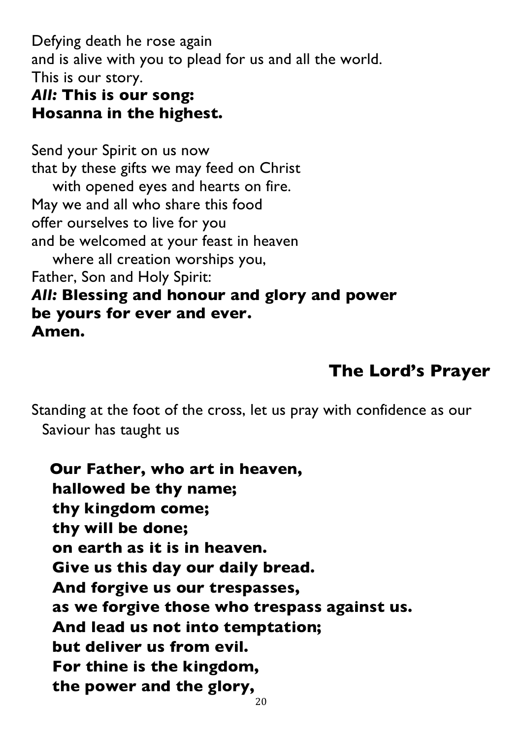Defying death he rose again
and is alive with you to plead for us and all the world.
This is our story.
***All:*** **This is our song:**
**Hosanna in the highest.**

Send your Spirit on us now
that by these gifts we may feed on Christ
with opened eyes and hearts on fire.
May we and all who share this food
offer ourselves to live for you
and be welcomed at your feast in heaven
where all creation worships you,
Father, Son and Holy Spirit:
***All:*** **Blessing and honour and glory and power**
**be yours for ever and ever.**
**Amen.**

## The Lord's Prayer

Standing at the foot of the cross, let us pray with confidence as our Saviour has taught us

**Our Father, who art in heaven,**
**hallowed be thy name;**
**thy kingdom come;**
**thy will be done;**
**on earth as it is in heaven.**
**Give us this day our daily bread.**
**And forgive us our trespasses,**
**as we forgive those who trespass against us.**
**And lead us not into temptation;**
**but deliver us from evil.**
**For thine is the kingdom,**
**the power and the glory,**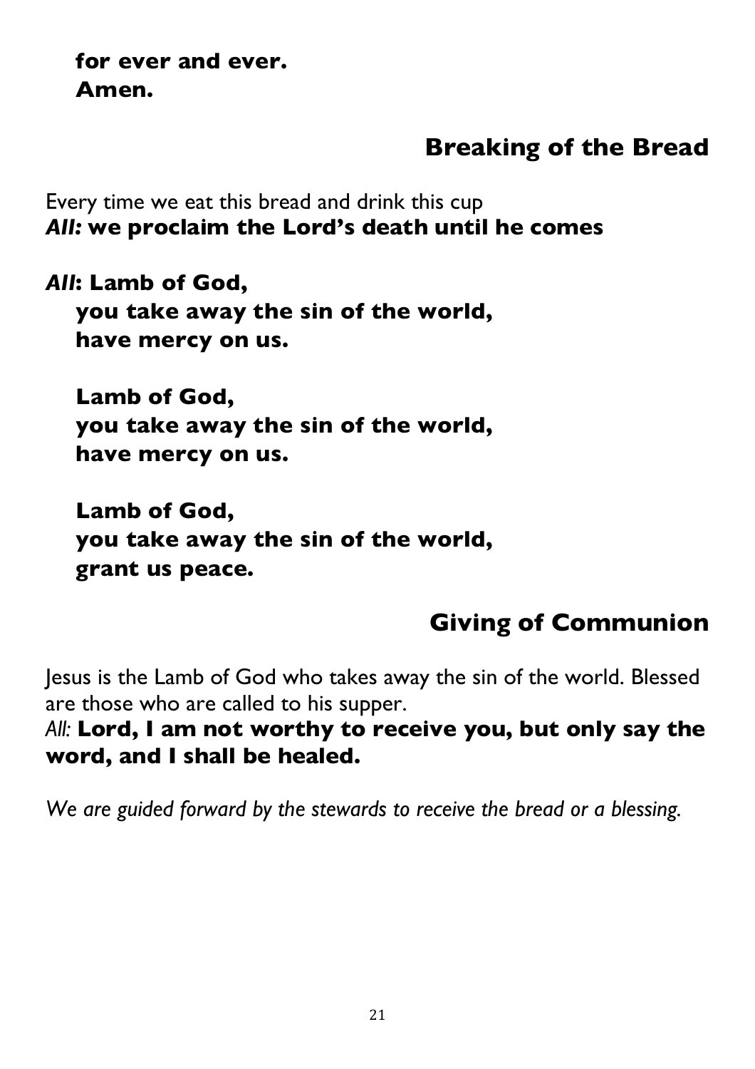**for ever and ever.**
**Amen.**

## Breaking of the Bread

Every time we eat this bread and drink this cup
***All:* we proclaim the Lord's death until he comes**

***All*: Lamb of God,**
**you take away the sin of the world,**
**have mercy on us.**

**Lamb of God,**
**you take away the sin of the world,**
**have mercy on us.**

**Lamb of God,**
**you take away the sin of the world,**
**grant us peace.**

## Giving of Communion

Jesus is the Lamb of God who takes away the sin of the world. Blessed are those who are called to his supper.
*All:* **Lord, I am not worthy to receive you, but only say the word, and I shall be healed.**

*We are guided forward by the stewards to receive the bread or a blessing.*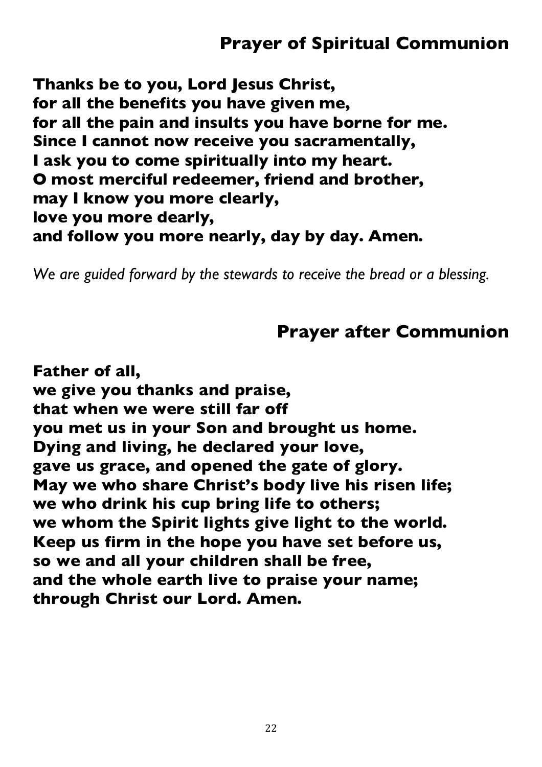## Prayer of Spiritual Communion

**Thanks be to you, Lord Jesus Christ,**
**for all the benefits you have given me,**
**for all the pain and insults you have borne for me.**
**Since I cannot now receive you sacramentally,**
**I ask you to come spiritually into my heart.**
**O most merciful redeemer, friend and brother,**
**may I know you more clearly,**
**love you more dearly,**
**and follow you more nearly, day by day. Amen.**

*We are guided forward by the stewards to receive the bread or a blessing.*

## Prayer after Communion

**Father of all,**
**we give you thanks and praise,**
**that when we were still far off**
**you met us in your Son and brought us home.**
**Dying and living, he declared your love,**
**gave us grace, and opened the gate of glory.**
**May we who share Christ's body live his risen life;**
**we who drink his cup bring life to others;**
**we whom the Spirit lights give light to the world.**
**Keep us firm in the hope you have set before us,**
**so we and all your children shall be free,**
**and the whole earth live to praise your name;**
**through Christ our Lord. Amen.**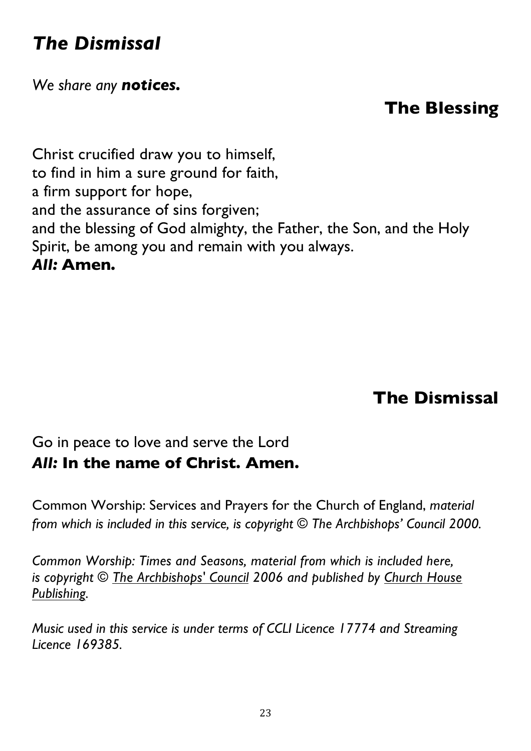## *The Dismissal*

*We share any* ***notices.***

### The Blessing

Christ crucified draw you to himself,
to find in him a sure ground for faith,
a firm support for hope,
and the assurance of sins forgiven;
and the blessing of God almighty, the Father, the Son, and the Holy Spirit, be among you and remain with you always.
***All:*** **Amen.**

### The Dismissal

Go in peace to love and serve the Lord
***All:*** **In the name of Christ. Amen.**

Common Worship: Services and Prayers for the Church of England, *material from which is included in this service, is copyright © The Archbishops' Council 2000.*

*Common Worship: Times and Seasons, material from which is included here, is copyright © The Archbishops' Council 2006 and published by Church House Publishing.*

*Music used in this service is under terms of CCLI Licence 17774 and Streaming Licence 169385.*